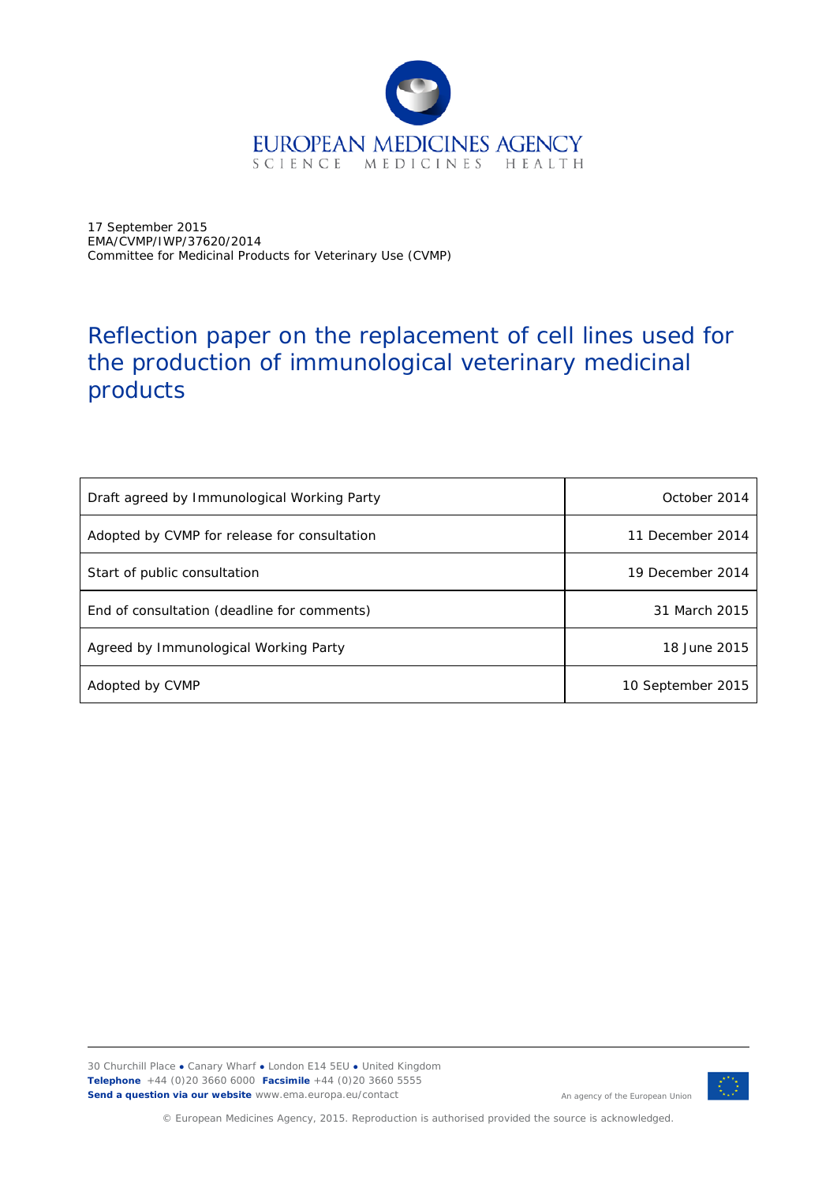EUROPEAN MEDICINES AGENCY
SCIENCE MEDICINES HEALTH

17 September 2015
EMA/CVMP/IWP/37620/2014
Committee for Medicinal Products for Veterinary Use (CVMP)

# Reflection paper on the replacement of cell lines used for the production of immunological veterinary medicinal products

| | |
|---|---|
| Draft agreed by Immunological Working Party | October 2014 |
| Adopted by CVMP for release for consultation | 11 December 2014 |
| Start of public consultation | 19 December 2014 |
| End of consultation (deadline for comments) | 31 March 2015 |
| Agreed by Immunological Working Party | 18 June 2015 |
| Adopted by CVMP | 10 September 2015 |

30 Churchill Place ● Canary Wharf ● London E14 5EU ● United Kingdom
**Telephone** +44 (0)20 3660 6000 **Facsimile** +44 (0)20 3660 5555
**Send a question via our website** www.ema.europa.eu/contact

An agency of the European Union

© European Medicines Agency, 2015. Reproduction is authorised provided the source is acknowledged.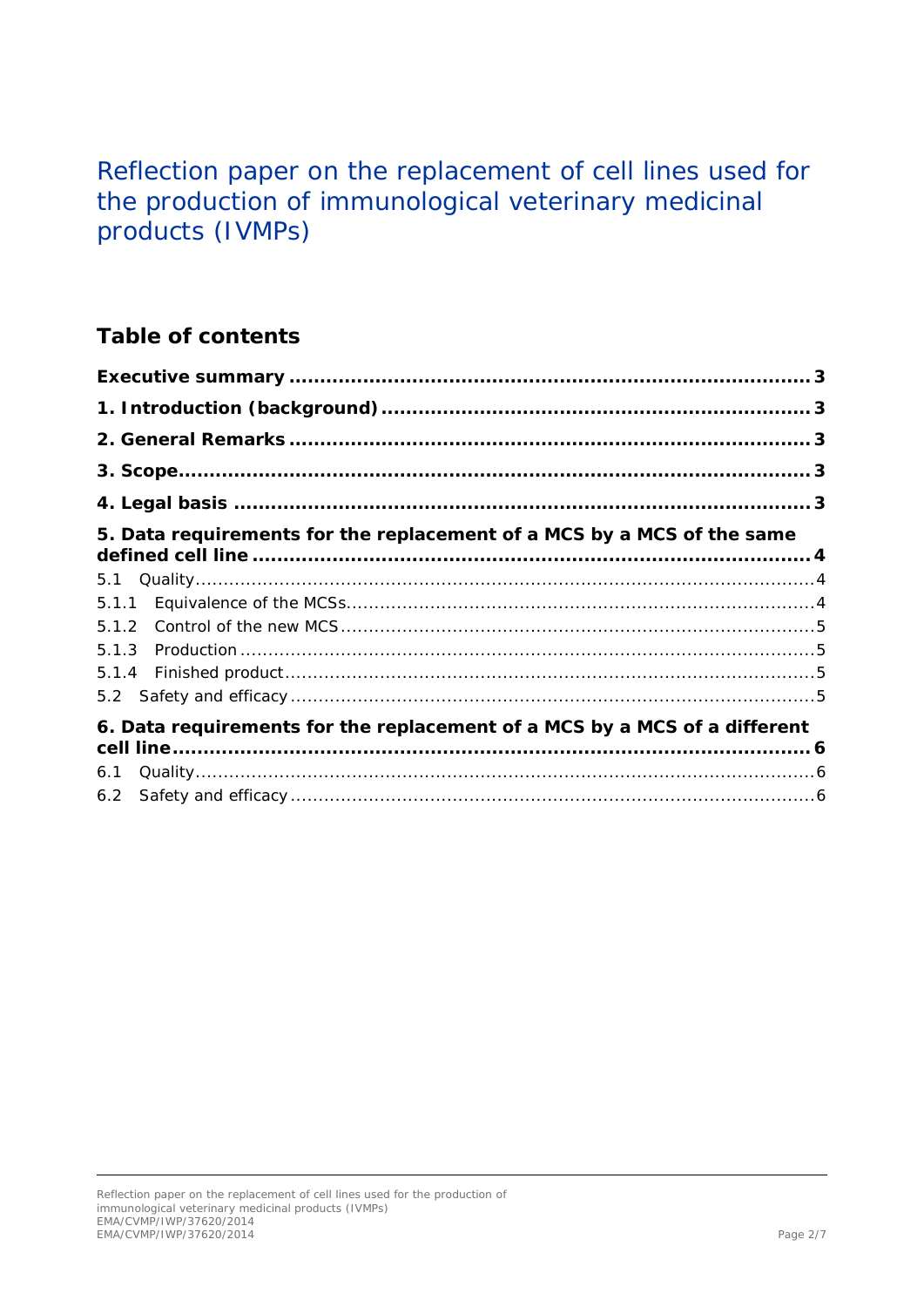# Reflection paper on the replacement of cell lines used for the production of immunological veterinary medicinal products (IVMPs)

## Table of contents

**Executive summary** ..................................................... 3

**1. Introduction (background)** ..................................................... 3

**2. General Remarks** ..................................................... 3

**3. Scope** ..................................................... 3

**4. Legal basis** ..................................................... 3

**5. Data requirements for the replacement of a MCS by a MCS of the same defined cell line** ..................................................... 4

5.1 Quality ..................................................... 4

5.1.1 Equivalence of the MCSs ..................................................... 4

5.1.2 Control of the new MCS ..................................................... 5

5.1.3 Production ..................................................... 5

5.1.4 Finished product ..................................................... 5

5.2 Safety and efficacy ..................................................... 5

**6. Data requirements for the replacement of a MCS by a MCS of a different cell line** ..................................................... 6

6.1 Quality ..................................................... 6

6.2 Safety and efficacy ..................................................... 6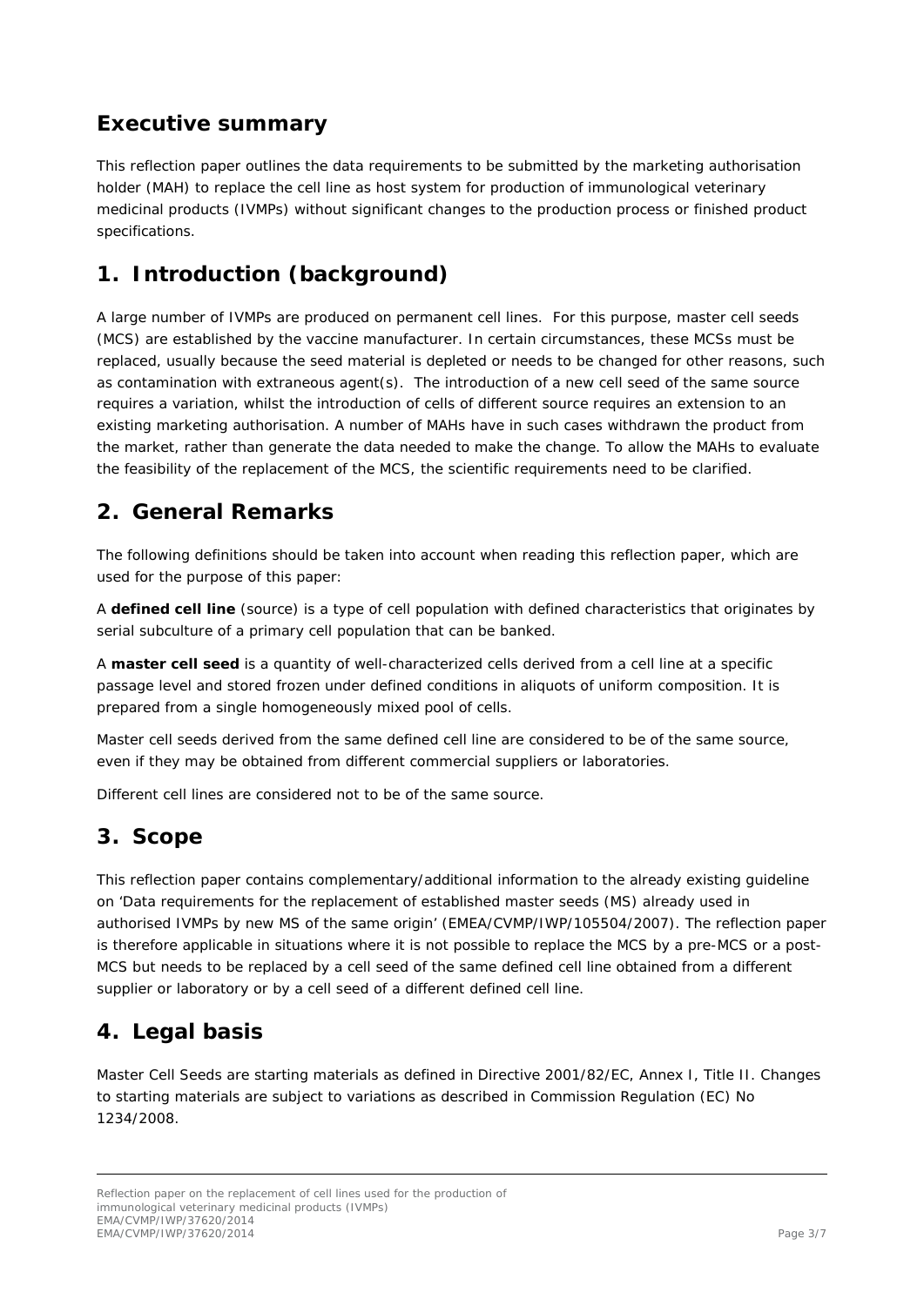## Executive summary

This reflection paper outlines the data requirements to be submitted by the marketing authorisation holder (MAH) to replace the cell line as host system for production of immunological veterinary medicinal products (IVMPs) without significant changes to the production process or finished product specifications.

## 1. Introduction (background)

A large number of IVMPs are produced on permanent cell lines. For this purpose, master cell seeds (MCS) are established by the vaccine manufacturer. In certain circumstances, these MCSs must be replaced, usually because the seed material is depleted or needs to be changed for other reasons, such as contamination with extraneous agent(s). The introduction of a new cell seed of the same source requires a variation, whilst the introduction of cells of different source requires an extension to an existing marketing authorisation. A number of MAHs have in such cases withdrawn the product from the market, rather than generate the data needed to make the change. To allow the MAHs to evaluate the feasibility of the replacement of the MCS, the scientific requirements need to be clarified.

## 2. General Remarks

The following definitions should be taken into account when reading this reflection paper, which are used for the purpose of this paper:

A **defined cell line** (source) is a type of cell population with defined characteristics that originates by serial subculture of a primary cell population that can be banked.

A **master cell seed** is a quantity of well-characterized cells derived from a cell line at a specific passage level and stored frozen under defined conditions in aliquots of uniform composition. It is prepared from a single homogeneously mixed pool of cells.

Master cell seeds derived from the same defined cell line are considered to be of the same source, even if they may be obtained from different commercial suppliers or laboratories.

Different cell lines are considered not to be of the same source.

## 3. Scope

This reflection paper contains complementary/additional information to the already existing guideline on 'Data requirements for the replacement of established master seeds (MS) already used in authorised IVMPs by new MS of the same origin' (EMEA/CVMP/IWP/105504/2007). The reflection paper is therefore applicable in situations where it is not possible to replace the MCS by a pre-MCS or a post-MCS but needs to be replaced by a cell seed of the same defined cell line obtained from a different supplier or laboratory or by a cell seed of a different defined cell line.

## 4. Legal basis

Master Cell Seeds are starting materials as defined in Directive 2001/82/EC, Annex I, Title II. Changes to starting materials are subject to variations as described in Commission Regulation (EC) No 1234/2008.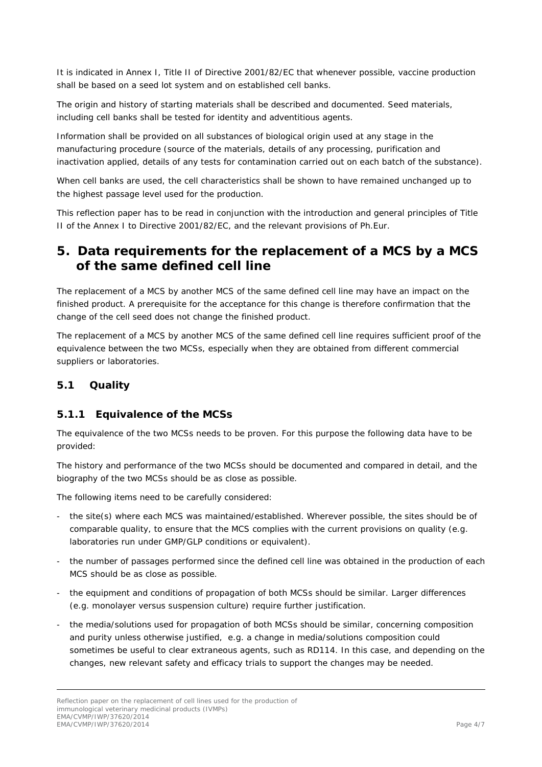It is indicated in Annex I, Title II of Directive 2001/82/EC that whenever possible, vaccine production shall be based on a seed lot system and on established cell banks.

The origin and history of starting materials shall be described and documented. Seed materials, including cell banks shall be tested for identity and adventitious agents.

Information shall be provided on all substances of biological origin used at any stage in the manufacturing procedure (source of the materials, details of any processing, purification and inactivation applied, details of any tests for contamination carried out on each batch of the substance).

When cell banks are used, the cell characteristics shall be shown to have remained unchanged up to the highest passage level used for the production.

This reflection paper has to be read in conjunction with the introduction and general principles of Title II of the Annex I to Directive 2001/82/EC, and the relevant provisions of Ph.Eur.

# 5. Data requirements for the replacement of a MCS by a MCS of the same defined cell line

The replacement of a MCS by another MCS of the same defined cell line may have an impact on the finished product. A prerequisite for the acceptance for this change is therefore confirmation that the change of the cell seed does not change the finished product.

The replacement of a MCS by another MCS of the same defined cell line requires sufficient proof of the equivalence between the two MCSs, especially when they are obtained from different commercial suppliers or laboratories.

## 5.1 Quality

### 5.1.1 Equivalence of the MCSs

The equivalence of the two MCSs needs to be proven. For this purpose the following data have to be provided:

The history and performance of the two MCSs should be documented and compared in detail, and the biography of the two MCSs should be as close as possible.

The following items need to be carefully considered:

- the site(s) where each MCS was maintained/established. Wherever possible, the sites should be of comparable quality, to ensure that the MCS complies with the current provisions on quality (e.g. laboratories run under GMP/GLP conditions or equivalent).
- the number of passages performed since the defined cell line was obtained in the production of each MCS should be as close as possible.
- the equipment and conditions of propagation of both MCSs should be similar. Larger differences (e.g. monolayer versus suspension culture) require further justification.
- the media/solutions used for propagation of both MCSs should be similar, concerning composition and purity unless otherwise justified, e.g. a change in media/solutions composition could sometimes be useful to clear extraneous agents, such as RD114. In this case, and depending on the changes, new relevant safety and efficacy trials to support the changes may be needed.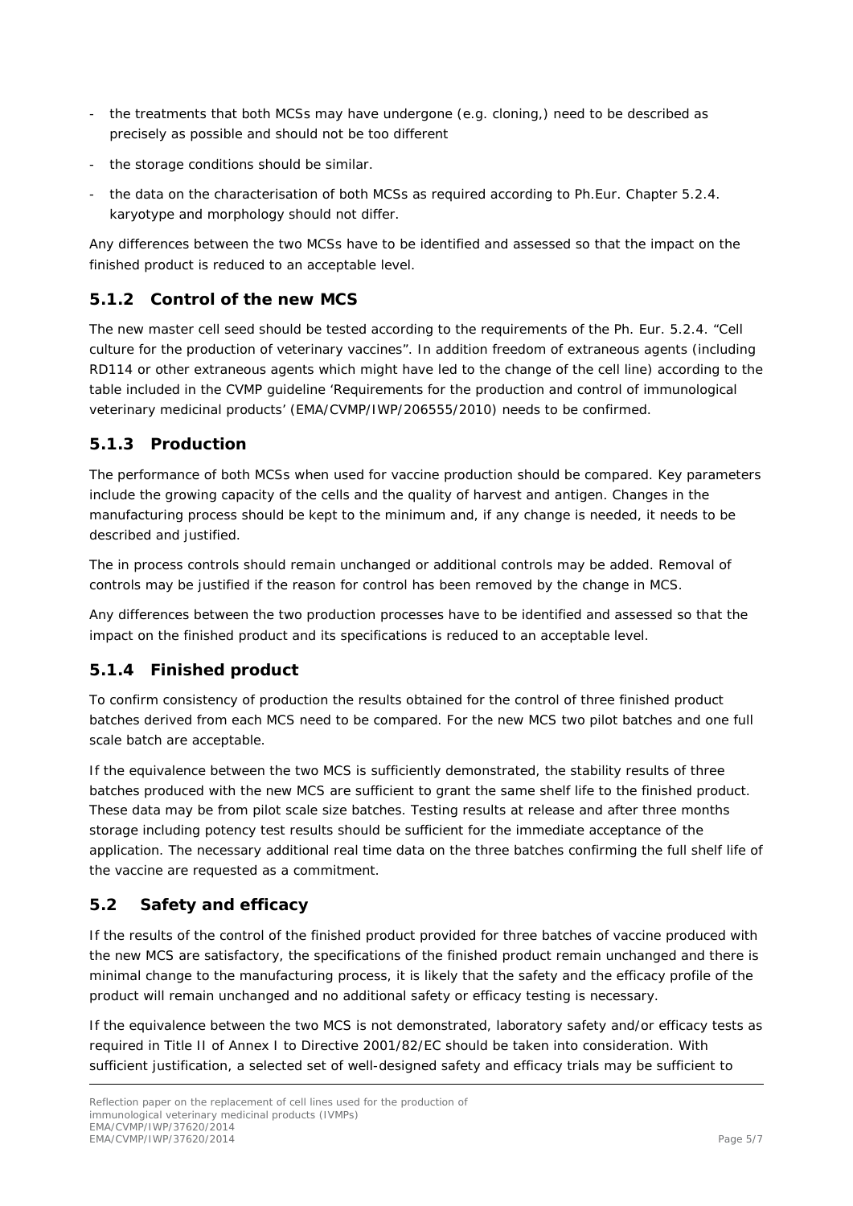- the treatments that both MCSs may have undergone (e.g. cloning,) need to be described as precisely as possible and should not be too different
- the storage conditions should be similar.
- the data on the characterisation of both MCSs as required according to Ph.Eur. Chapter 5.2.4. karyotype and morphology should not differ.

Any differences between the two MCSs have to be identified and assessed so that the impact on the finished product is reduced to an acceptable level.

### 5.1.2 Control of the new MCS

The new master cell seed should be tested according to the requirements of the Ph. Eur. 5.2.4. "Cell culture for the production of veterinary vaccines". In addition freedom of extraneous agents (including RD114 or other extraneous agents which might have led to the change of the cell line) according to the table included in the CVMP guideline 'Requirements for the production and control of immunological veterinary medicinal products' (EMA/CVMP/IWP/206555/2010) needs to be confirmed.

### 5.1.3 Production

The performance of both MCSs when used for vaccine production should be compared. Key parameters include the growing capacity of the cells and the quality of harvest and antigen. Changes in the manufacturing process should be kept to the minimum and, if any change is needed, it needs to be described and justified.

The in process controls should remain unchanged or additional controls may be added. Removal of controls may be justified if the reason for control has been removed by the change in MCS.

Any differences between the two production processes have to be identified and assessed so that the impact on the finished product and its specifications is reduced to an acceptable level.

### 5.1.4 Finished product

To confirm consistency of production the results obtained for the control of three finished product batches derived from each MCS need to be compared. For the new MCS two pilot batches and one full scale batch are acceptable.

If the equivalence between the two MCS is sufficiently demonstrated, the stability results of three batches produced with the new MCS are sufficient to grant the same shelf life to the finished product. These data may be from pilot scale size batches. Testing results at release and after three months storage including potency test results should be sufficient for the immediate acceptance of the application. The necessary additional real time data on the three batches confirming the full shelf life of the vaccine are requested as a commitment.

## 5.2 Safety and efficacy

If the results of the control of the finished product provided for three batches of vaccine produced with the new MCS are satisfactory, the specifications of the finished product remain unchanged and there is minimal change to the manufacturing process, it is likely that the safety and the efficacy profile of the product will remain unchanged and no additional safety or efficacy testing is necessary.

If the equivalence between the two MCS is not demonstrated, laboratory safety and/or efficacy tests as required in Title II of Annex I to Directive 2001/82/EC should be taken into consideration. With sufficient justification, a selected set of well-designed safety and efficacy trials may be sufficient to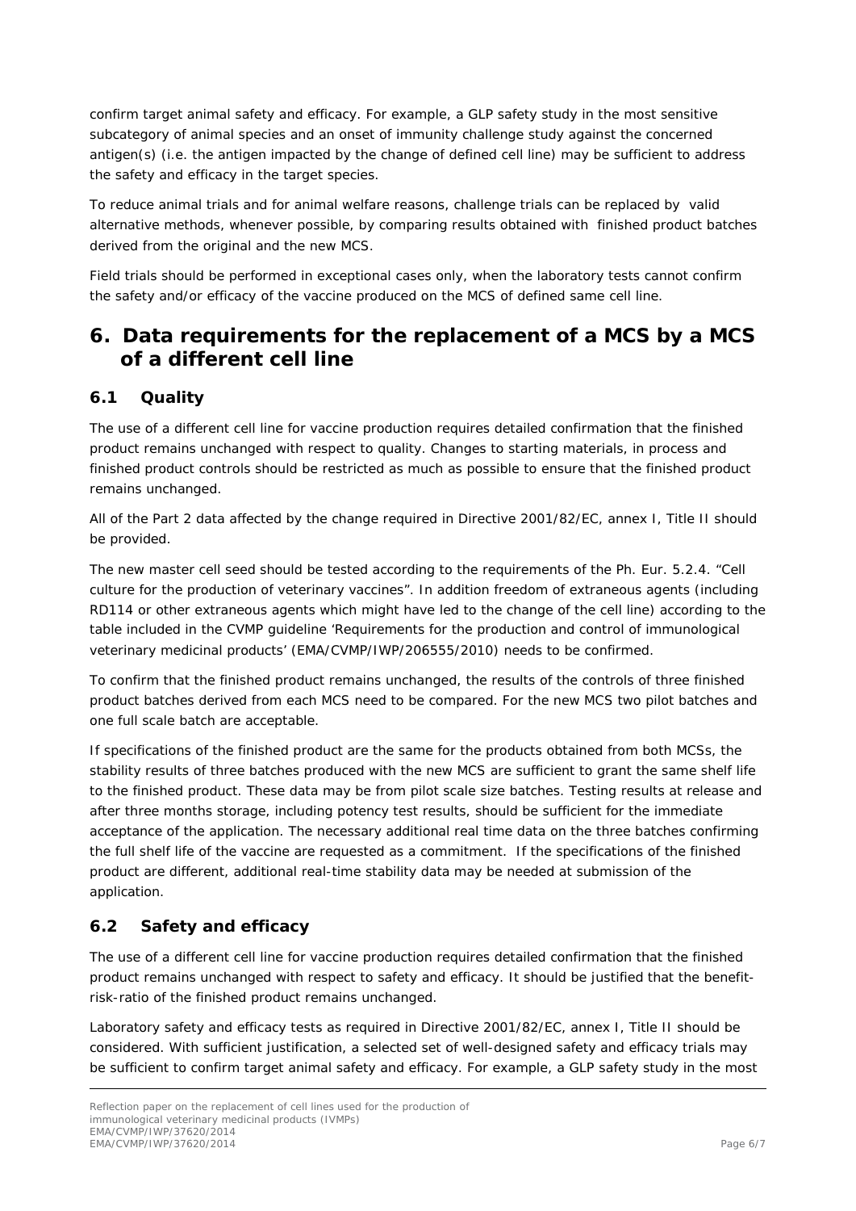confirm target animal safety and efficacy. For example, a GLP safety study in the most sensitive subcategory of animal species and an onset of immunity challenge study against the concerned antigen(s) (i.e. the antigen impacted by the change of defined cell line) may be sufficient to address the safety and efficacy in the target species.

To reduce animal trials and for animal welfare reasons, challenge trials can be replaced by valid alternative methods, whenever possible, by comparing results obtained with finished product batches derived from the original and the new MCS.

Field trials should be performed in exceptional cases only, when the laboratory tests cannot confirm the safety and/or efficacy of the vaccine produced on the MCS of defined same cell line.

# 6. Data requirements for the replacement of a MCS by a MCS of a different cell line

## 6.1 Quality

The use of a different cell line for vaccine production requires detailed confirmation that the finished product remains unchanged with respect to quality. Changes to starting materials, in process and finished product controls should be restricted as much as possible to ensure that the finished product remains unchanged.

All of the Part 2 data affected by the change required in Directive 2001/82/EC, annex I, Title II should be provided.

The new master cell seed should be tested according to the requirements of the Ph. Eur. 5.2.4. "Cell culture for the production of veterinary vaccines". In addition freedom of extraneous agents (including RD114 or other extraneous agents which might have led to the change of the cell line) according to the table included in the CVMP guideline 'Requirements for the production and control of immunological veterinary medicinal products' (EMA/CVMP/IWP/206555/2010) needs to be confirmed.

To confirm that the finished product remains unchanged, the results of the controls of three finished product batches derived from each MCS need to be compared. For the new MCS two pilot batches and one full scale batch are acceptable.

If specifications of the finished product are the same for the products obtained from both MCSs, the stability results of three batches produced with the new MCS are sufficient to grant the same shelf life to the finished product. These data may be from pilot scale size batches. Testing results at release and after three months storage, including potency test results, should be sufficient for the immediate acceptance of the application. The necessary additional real time data on the three batches confirming the full shelf life of the vaccine are requested as a commitment. If the specifications of the finished product are different, additional real-time stability data may be needed at submission of the application.

## 6.2 Safety and efficacy

The use of a different cell line for vaccine production requires detailed confirmation that the finished product remains unchanged with respect to safety and efficacy. It should be justified that the benefit-risk-ratio of the finished product remains unchanged.

Laboratory safety and efficacy tests as required in Directive 2001/82/EC, annex I, Title II should be considered. With sufficient justification, a selected set of well-designed safety and efficacy trials may be sufficient to confirm target animal safety and efficacy. For example, a GLP safety study in the most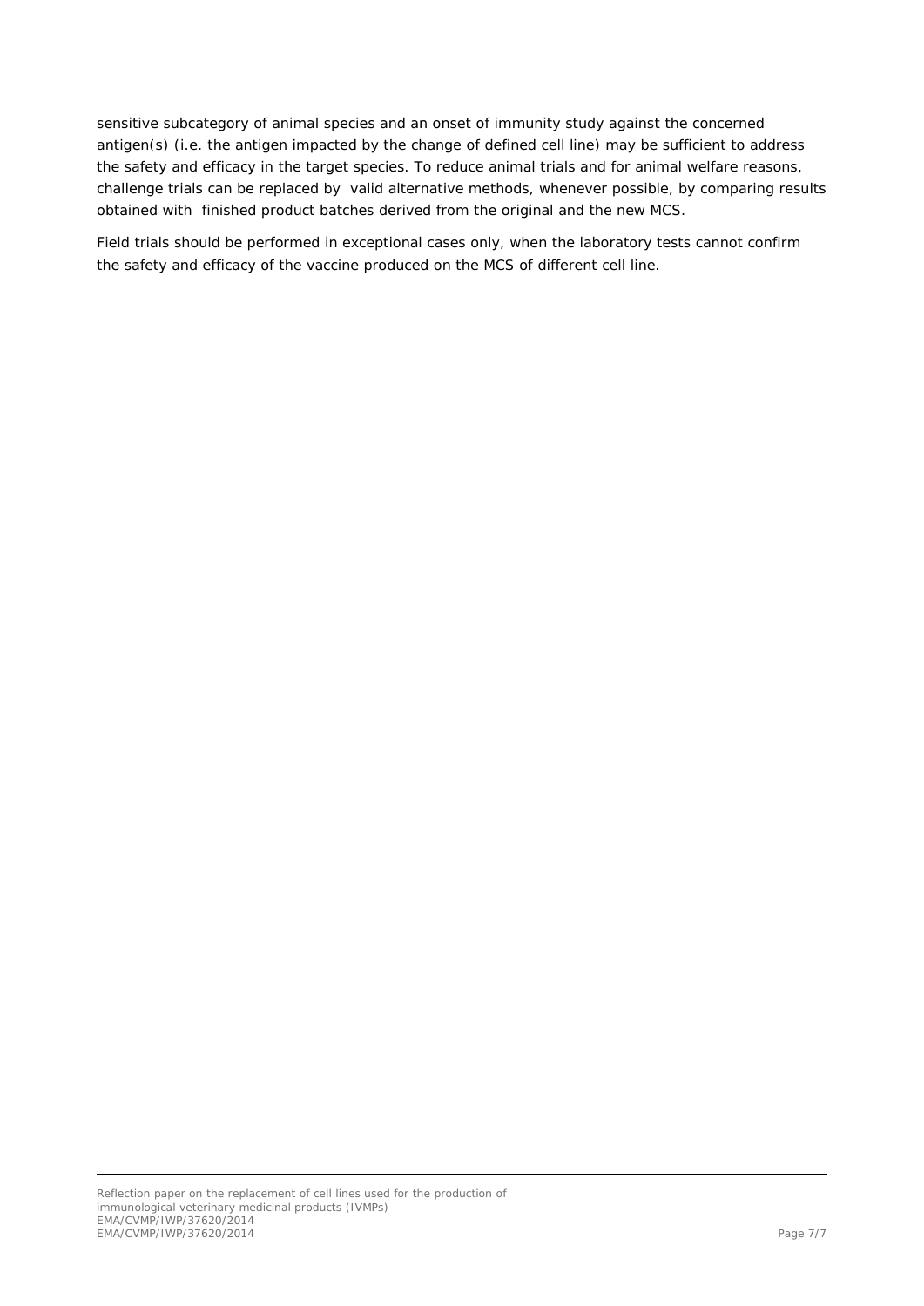sensitive subcategory of animal species and an onset of immunity study against the concerned antigen(s) (i.e. the antigen impacted by the change of defined cell line) may be sufficient to address the safety and efficacy in the target species. To reduce animal trials and for animal welfare reasons, challenge trials can be replaced by valid alternative methods, whenever possible, by comparing results obtained with finished product batches derived from the original and the new MCS.

Field trials should be performed in exceptional cases only, when the laboratory tests cannot confirm the safety and efficacy of the vaccine produced on the MCS of different cell line.